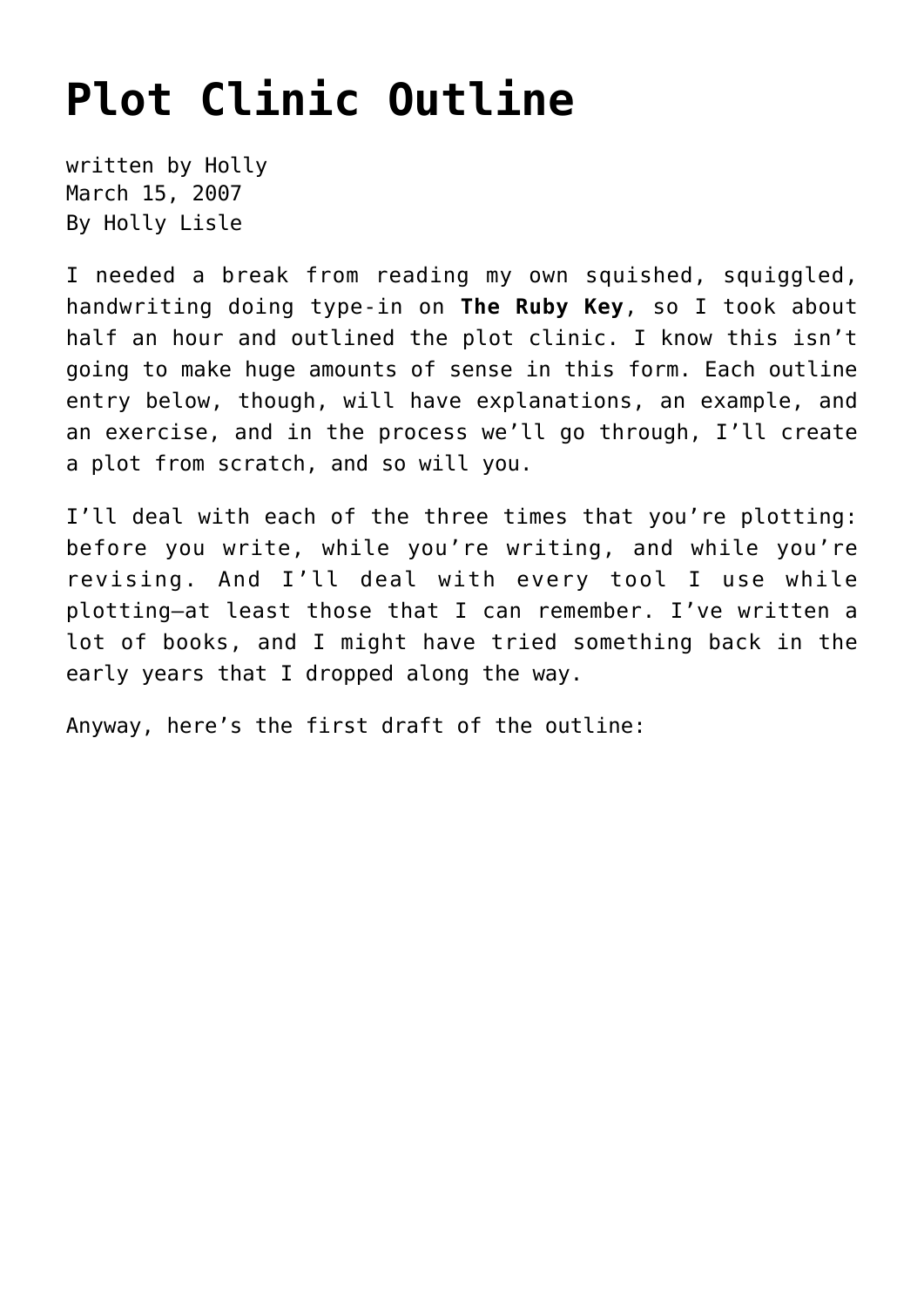# Plot Clinic Outline

written by Holly
March 15, 2007
By Holly Lisle

I needed a break from reading my own squished, squiggled, handwriting doing type-in on **The Ruby Key**, so I took about half an hour and outlined the plot clinic. I know this isn't going to make huge amounts of sense in this form. Each outline entry below, though, will have explanations, an example, and an exercise, and in the process we'll go through, I'll create a plot from scratch, and so will you.

I'll deal with each of the three times that you're plotting: before you write, while you're writing, and while you're revising. And I'll deal with every tool I use while plotting—at least those that I can remember. I've written a lot of books, and I might have tried something back in the early years that I dropped along the way.

Anyway, here's the first draft of the outline: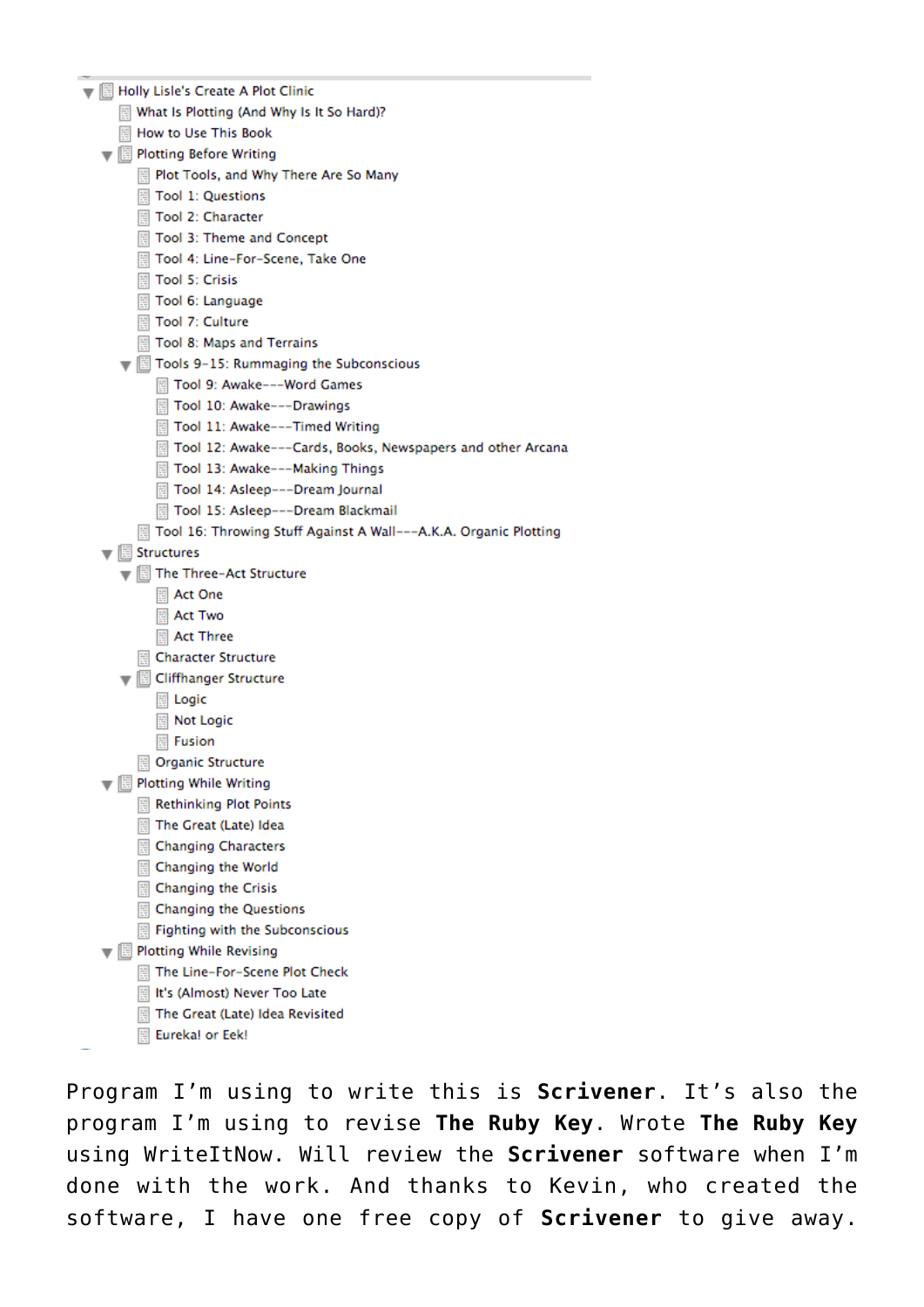- Holly Lisle's Create A Plot Clinic
  - What Is Plotting (And Why Is It So Hard)?
  - How to Use This Book
  - Plotting Before Writing
    - Plot Tools, and Why There Are So Many
    - Tool 1: Questions
    - Tool 2: Character
    - Tool 3: Theme and Concept
    - Tool 4: Line-For-Scene, Take One
    - Tool 5: Crisis
    - Tool 6: Language
    - Tool 7: Culture
    - Tool 8: Maps and Terrains
    - Tools 9-15: Rummaging the Subconscious
      - Tool 9: Awake---Word Games
      - Tool 10: Awake---Drawings
      - Tool 11: Awake---Timed Writing
      - Tool 12: Awake---Cards, Books, Newspapers and other Arcana
      - Tool 13: Awake---Making Things
      - Tool 14: Asleep---Dream Journal
      - Tool 15: Asleep---Dream Blackmail
    - Tool 16: Throwing Stuff Against A Wall---A.K.A. Organic Plotting
  - Structures
    - The Three-Act Structure
      - Act One
      - Act Two
      - Act Three
    - Character Structure
    - Cliffhanger Structure
      - Logic
      - Not Logic
      - Fusion
    - Organic Structure
  - Plotting While Writing
    - Rethinking Plot Points
    - The Great (Late) Idea
    - Changing Characters
    - Changing the World
    - Changing the Crisis
    - Changing the Questions
    - Fighting with the Subconscious
  - Plotting While Revising
    - The Line-For-Scene Plot Check
    - It's (Almost) Never Too Late
    - The Great (Late) Idea Revisited
    - Eureka! or Eek!

Program I'm using to write this is **Scrivener**. It's also the program I'm using to revise **The Ruby Key**. Wrote **The Ruby Key** using WriteItNow. Will review the **Scrivener** software when I'm done with the work. And thanks to Kevin, who created the software, I have one free copy of **Scrivener** to give away.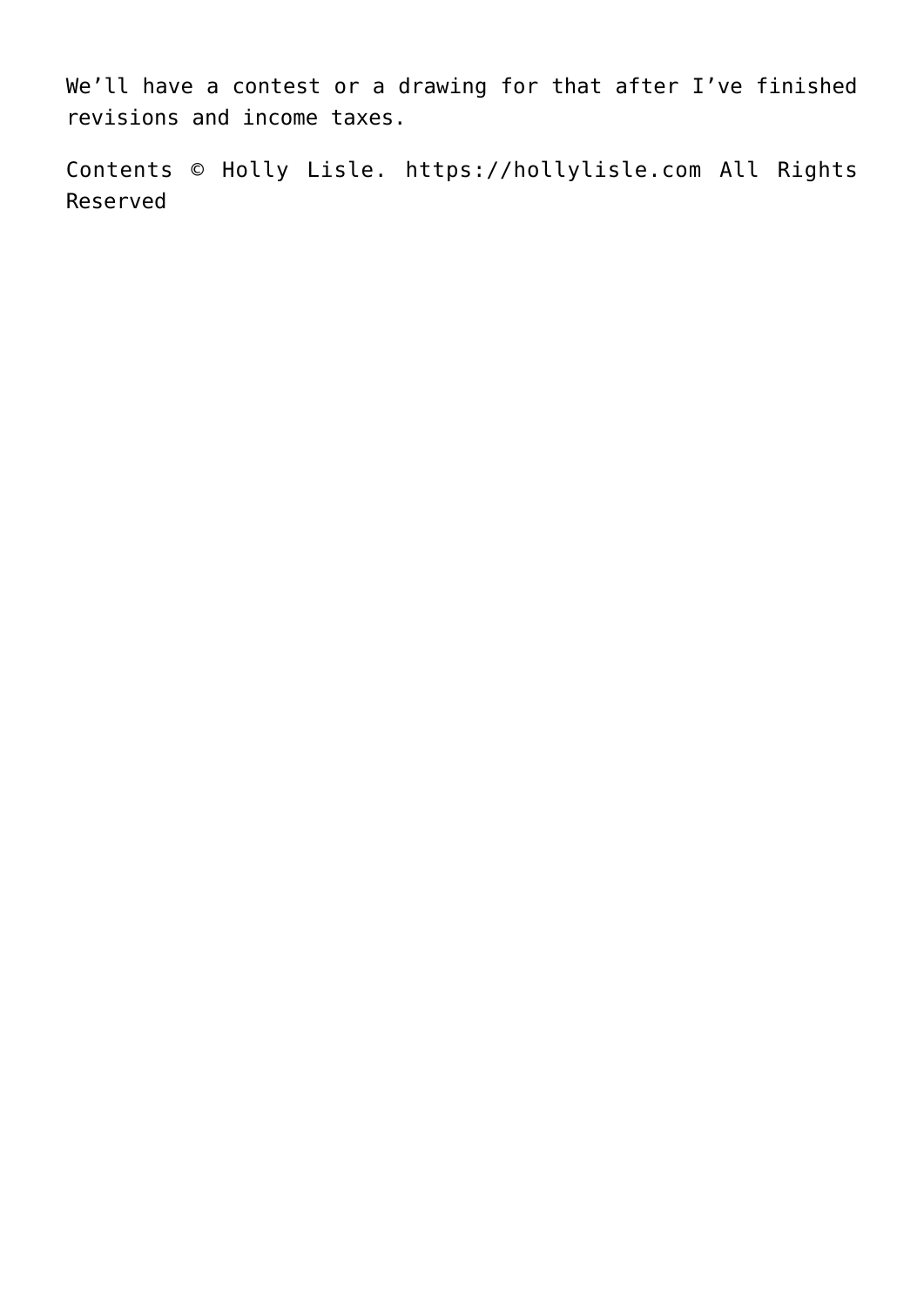We’ll have a contest or a drawing for that after I’ve finished revisions and income taxes.

Contents © Holly Lisle. https://hollylisle.com All Rights Reserved